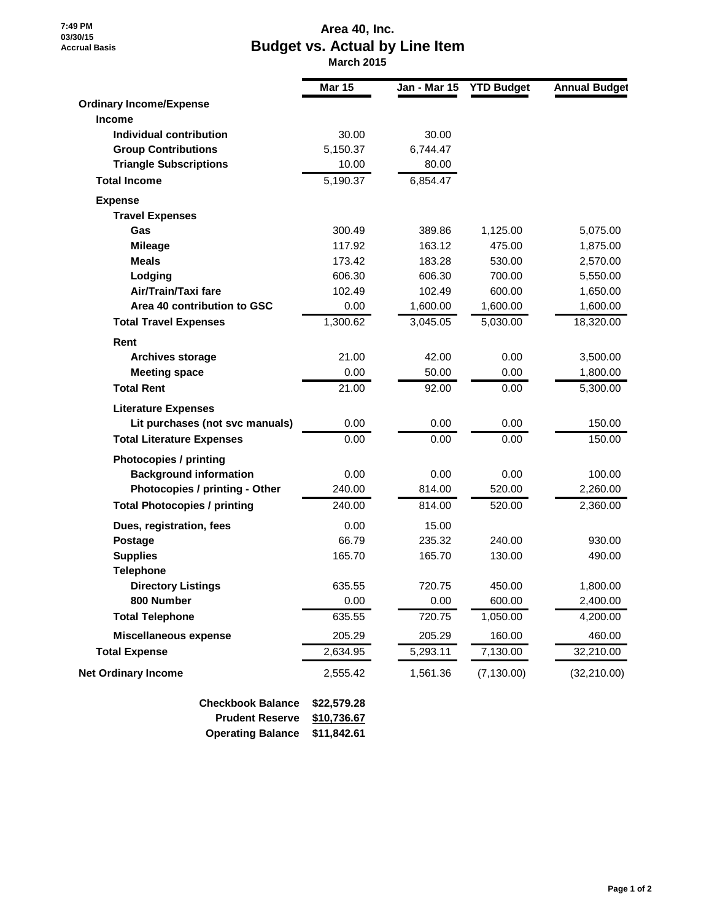7:49 PM
03/30/15
Accrual Basis

# Area 40, Inc.
## Budget vs. Actual by Line Item
**March 2015**

| | Mar 15 | Jan - Mar 15 | YTD Budget | Annual Budget |
|---|---|---|---|---|
| **Ordinary Income/Expense** | | | | |
| **Income** | | | | |
| **Individual contribution** | 30.00 | 30.00 | | |
| **Group Contributions** | 5,150.37 | 6,744.47 | | |
| **Triangle Subscriptions** | 10.00 | 80.00 | | |
| **Total Income** | 5,190.37 | 6,854.47 | | |
| **Expense** | | | | |
| **Travel Expenses** | | | | |
| **Gas** | 300.49 | 389.86 | 1,125.00 | 5,075.00 |
| **Mileage** | 117.92 | 163.12 | 475.00 | 1,875.00 |
| **Meals** | 173.42 | 183.28 | 530.00 | 2,570.00 |
| **Lodging** | 606.30 | 606.30 | 700.00 | 5,550.00 |
| **Air/Train/Taxi fare** | 102.49 | 102.49 | 600.00 | 1,650.00 |
| **Area 40 contribution to GSC** | 0.00 | 1,600.00 | 1,600.00 | 1,600.00 |
| **Total Travel Expenses** | 1,300.62 | 3,045.05 | 5,030.00 | 18,320.00 |
| **Rent** | | | | |
| **Archives storage** | 21.00 | 42.00 | 0.00 | 3,500.00 |
| **Meeting space** | 0.00 | 50.00 | 0.00 | 1,800.00 |
| **Total Rent** | 21.00 | 92.00 | 0.00 | 5,300.00 |
| **Literature Expenses** | | | | |
| **Lit purchases (not svc manuals)** | 0.00 | 0.00 | 0.00 | 150.00 |
| **Total Literature Expenses** | 0.00 | 0.00 | 0.00 | 150.00 |
| **Photocopies / printing** | | | | |
| **Background information** | 0.00 | 0.00 | 0.00 | 100.00 |
| **Photocopies / printing - Other** | 240.00 | 814.00 | 520.00 | 2,260.00 |
| **Total Photocopies / printing** | 240.00 | 814.00 | 520.00 | 2,360.00 |
| **Dues, registration, fees** | 0.00 | 15.00 | | |
| **Postage** | 66.79 | 235.32 | 240.00 | 930.00 |
| **Supplies** | 165.70 | 165.70 | 130.00 | 490.00 |
| **Telephone** | | | | |
| **Directory Listings** | 635.55 | 720.75 | 450.00 | 1,800.00 |
| **800 Number** | 0.00 | 0.00 | 600.00 | 2,400.00 |
| **Total Telephone** | 635.55 | 720.75 | 1,050.00 | 4,200.00 |
| **Miscellaneous expense** | 205.29 | 205.29 | 160.00 | 460.00 |
| **Total Expense** | 2,634.95 | 5,293.11 | 7,130.00 | 32,210.00 |
| **Net Ordinary Income** | 2,555.42 | 1,561.36 | (7,130.00) | (32,210.00) |

| | |
|---|---|
| **Checkbook Balance** | **$22,579.28** |
| **Prudent Reserve** | **$10,736.67** |
| **Operating Balance** | **$11,842.61** |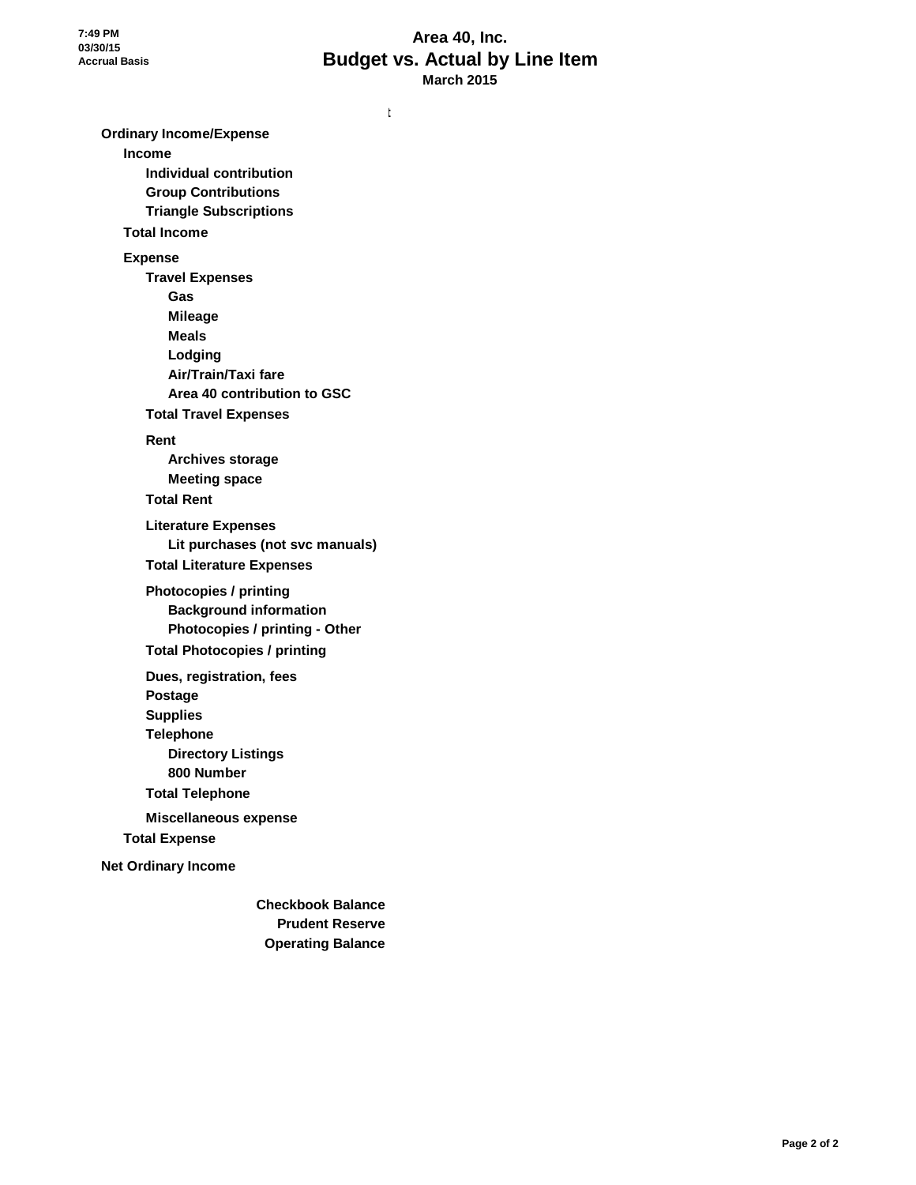# Area 40, Inc.
## Budget vs. Actual by Line Item
### March 2015

7:49 PM
03/30/15
Accrual Basis

t

**Ordinary Income/Expense**

**Income**

**Individual contribution**

**Group Contributions**

**Triangle Subscriptions**

**Total Income**

**Expense**

**Travel Expenses**

**Gas**

**Mileage**

**Meals**

**Lodging**

**Air/Train/Taxi fare**

**Area 40 contribution to GSC**

**Total Travel Expenses**

**Rent**

**Archives storage**

**Meeting space**

**Total Rent**

**Literature Expenses**

**Lit purchases (not svc manuals)**

**Total Literature Expenses**

**Photocopies / printing**

**Background information**

**Photocopies / printing - Other**

**Total Photocopies / printing**

**Dues, registration, fees**

**Postage**

**Supplies**

**Telephone**

**Directory Listings**

**800 Number**

**Total Telephone**

**Miscellaneous expense**

**Total Expense**

**Net Ordinary Income**

**Checkbook Balance**

**Prudent Reserve**

**Operating Balance**